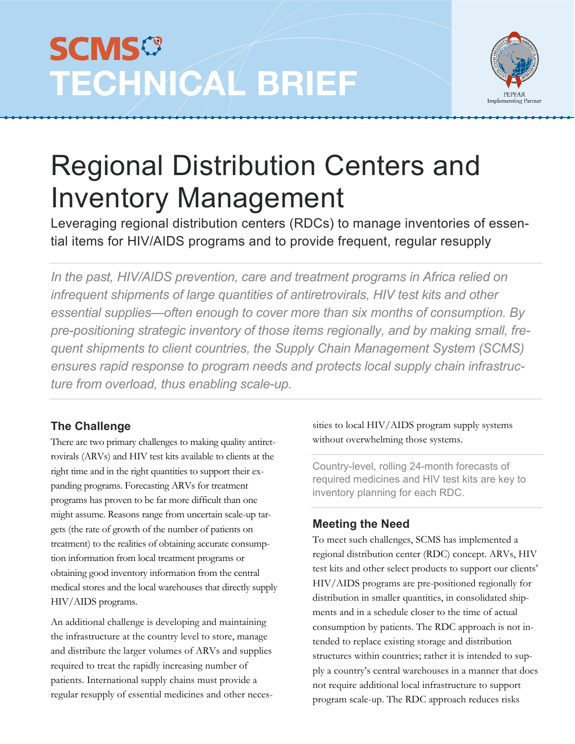# SCMS TECHNICAL BRIEF

PEPFAR Implementing Partner

# Regional Distribution Centers and Inventory Management

Leveraging regional distribution centers (RDCs) to manage inventories of essential items for HIV/AIDS programs and to provide frequent, regular resupply

*In the past, HIV/AIDS prevention, care and treatment programs in Africa relied on infrequent shipments of large quantities of antiretrovirals, HIV test kits and other essential supplies—often enough to cover more than six months of consumption. By pre-positioning strategic inventory of those items regionally, and by making small, frequent shipments to client countries, the Supply Chain Management System (SCMS) ensures rapid response to program needs and protects local supply chain infrastructure from overload, thus enabling scale-up.*

## The Challenge

There are two primary challenges to making quality antiretrovirals (ARVs) and HIV test kits available to clients at the right time and in the right quantities to support their expanding programs. Forecasting ARVs for treatment programs has proven to be far more difficult than one might assume. Reasons range from uncertain scale-up targets (the rate of growth of the number of patients on treatment) to the realities of obtaining accurate consumption information from local treatment programs or obtaining good inventory information from the central medical stores and the local warehouses that directly supply HIV/AIDS programs.

An additional challenge is developing and maintaining the infrastructure at the country level to store, manage and distribute the larger volumes of ARVs and supplies required to treat the rapidly increasing number of patients. International supply chains must provide a regular resupply of essential medicines and other necessities to local HIV/AIDS program supply systems without overwhelming those systems.

Country-level, rolling 24-month forecasts of required medicines and HIV test kits are key to inventory planning for each RDC.

## Meeting the Need

To meet such challenges, SCMS has implemented a regional distribution center (RDC) concept. ARVs, HIV test kits and other select products to support our clients' HIV/AIDS programs are pre-positioned regionally for distribution in smaller quantities, in consolidated shipments and in a schedule closer to the time of actual consumption by patients. The RDC approach is not intended to replace existing storage and distribution structures within countries; rather it is intended to supply a country's central warehouses in a manner that does not require additional local infrastructure to support program scale-up. The RDC approach reduces risks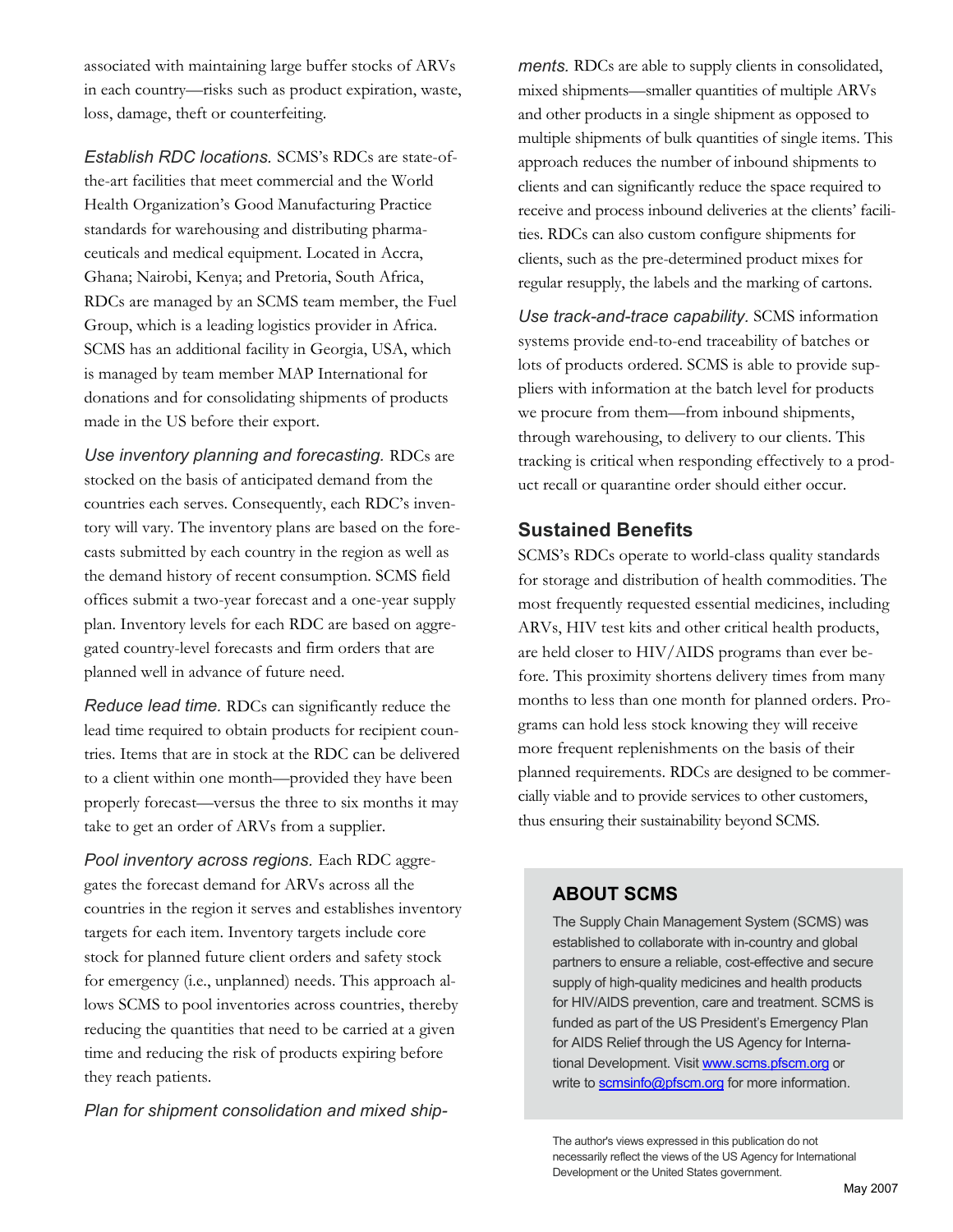associated with maintaining large buffer stocks of ARVs in each country—risks such as product expiration, waste, loss, damage, theft or counterfeiting.

*Establish RDC locations.* SCMS's RDCs are state-of-the-art facilities that meet commercial and the World Health Organization's Good Manufacturing Practice standards for warehousing and distributing pharmaceuticals and medical equipment. Located in Accra, Ghana; Nairobi, Kenya; and Pretoria, South Africa, RDCs are managed by an SCMS team member, the Fuel Group, which is a leading logistics provider in Africa. SCMS has an additional facility in Georgia, USA, which is managed by team member MAP International for donations and for consolidating shipments of products made in the US before their export.

*Use inventory planning and forecasting.* RDCs are stocked on the basis of anticipated demand from the countries each serves. Consequently, each RDC's inventory will vary. The inventory plans are based on the forecasts submitted by each country in the region as well as the demand history of recent consumption. SCMS field offices submit a two-year forecast and a one-year supply plan. Inventory levels for each RDC are based on aggregated country-level forecasts and firm orders that are planned well in advance of future need.

*Reduce lead time.* RDCs can significantly reduce the lead time required to obtain products for recipient countries. Items that are in stock at the RDC can be delivered to a client within one month—provided they have been properly forecast—versus the three to six months it may take to get an order of ARVs from a supplier.

*Pool inventory across regions.* Each RDC aggregates the forecast demand for ARVs across all the countries in the region it serves and establishes inventory targets for each item. Inventory targets include core stock for planned future client orders and safety stock for emergency (i.e., unplanned) needs. This approach allows SCMS to pool inventories across countries, thereby reducing the quantities that need to be carried at a given time and reducing the risk of products expiring before they reach patients.

*Plan for shipment consolidation and mixed shipments.* RDCs are able to supply clients in consolidated, mixed shipments—smaller quantities of multiple ARVs and other products in a single shipment as opposed to multiple shipments of bulk quantities of single items. This approach reduces the number of inbound shipments to clients and can significantly reduce the space required to receive and process inbound deliveries at the clients' facilities. RDCs can also custom configure shipments for clients, such as the pre-determined product mixes for regular resupply, the labels and the marking of cartons.

*Use track-and-trace capability.* SCMS information systems provide end-to-end traceability of batches or lots of products ordered. SCMS is able to provide suppliers with information at the batch level for products we procure from them—from inbound shipments, through warehousing, to delivery to our clients. This tracking is critical when responding effectively to a product recall or quarantine order should either occur.

## Sustained Benefits

SCMS's RDCs operate to world-class quality standards for storage and distribution of health commodities. The most frequently requested essential medicines, including ARVs, HIV test kits and other critical health products, are held closer to HIV/AIDS programs than ever before. This proximity shortens delivery times from many months to less than one month for planned orders. Programs can hold less stock knowing they will receive more frequent replenishments on the basis of their planned requirements. RDCs are designed to be commercially viable and to provide services to other customers, thus ensuring their sustainability beyond SCMS.

## ABOUT SCMS

The Supply Chain Management System (SCMS) was established to collaborate with in-country and global partners to ensure a reliable, cost-effective and secure supply of high-quality medicines and health products for HIV/AIDS prevention, care and treatment. SCMS is funded as part of the US President's Emergency Plan for AIDS Relief through the US Agency for International Development. Visit www.scms.pfscm.org or write to scmsinfo@pfscm.org for more information.

The author's views expressed in this publication do not necessarily reflect the views of the US Agency for International Development or the United States government.

May 2007